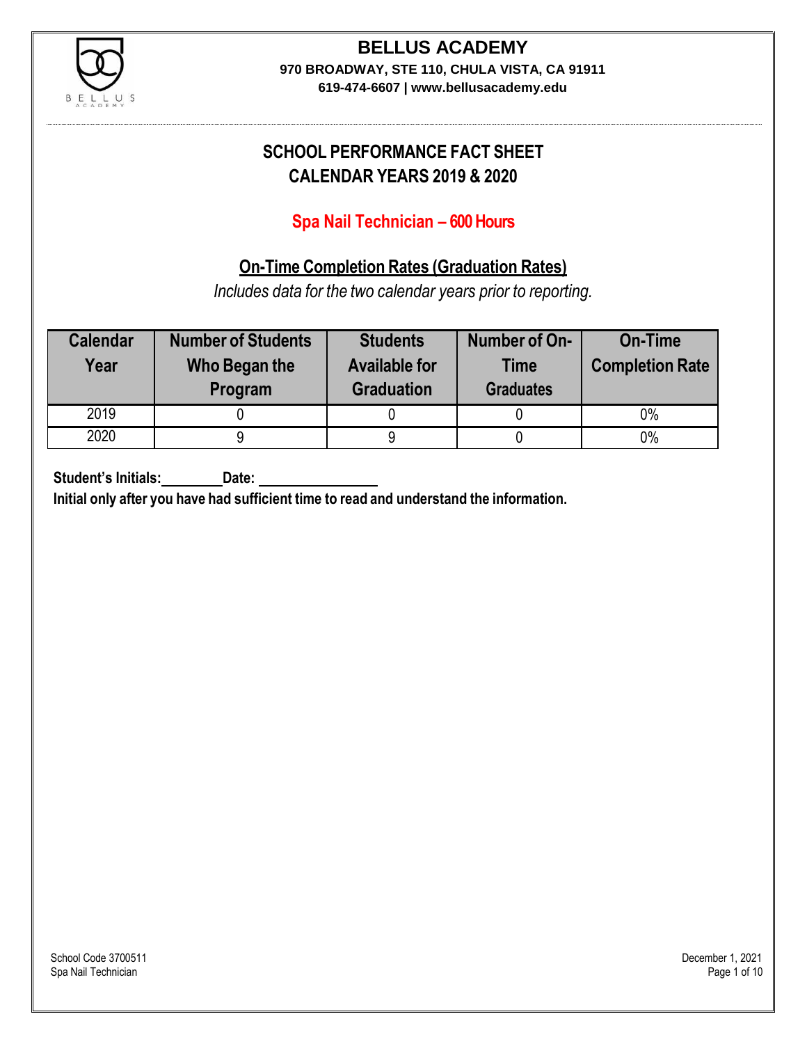# BELLUS ACADEMY

**970 BROADWAY, STE 110, CHULA VISTA, CA 91911**

**619-474-6607 | www.bellusacademy.edu**

## SCHOOL PERFORMANCE FACT SHEET
## CALENDAR YEARS 2019 & 2020

### Spa Nail Technician – 600 Hours

### On-Time Completion Rates (Graduation Rates)

*Includes data for the two calendar years prior to reporting.*

| Calendar Year | Number of Students Who Began the Program | Students Available for Graduation | Number of On-Time Graduates | On-Time Completion Rate |
|---|---|---|---|---|
| 2019 | 0 | 0 | 0 | 0% |
| 2020 | 9 | 9 | 0 | 0% |

**Student's Initials:________ Date: ________________**

**Initial only after you have had sufficient time to read and understand the information.**

School Code 3700511
Spa Nail Technician

December 1, 2021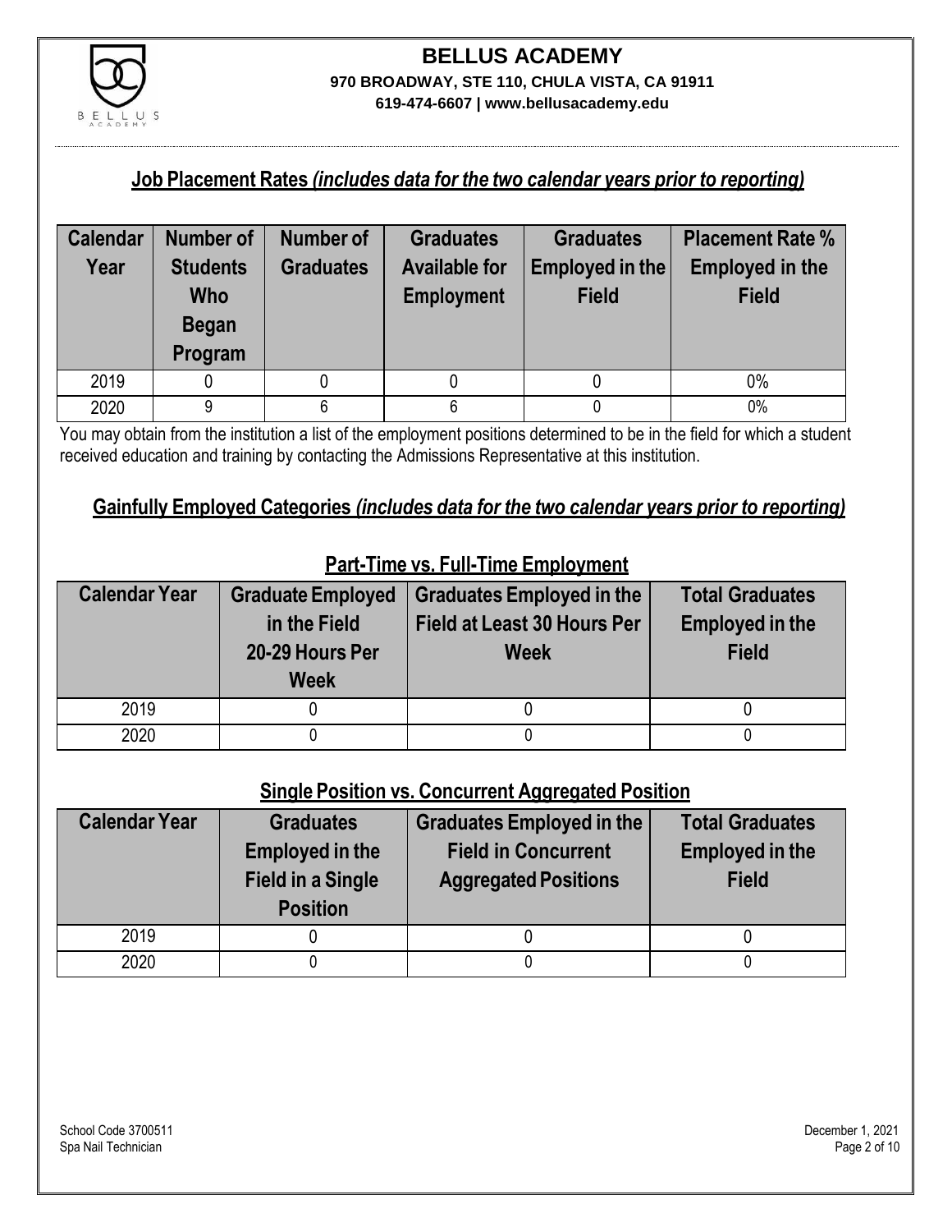# BELLUS ACADEMY

**970 BROADWAY, STE 110, CHULA VISTA, CA 91911**

**619-474-6607 | www.bellusacademy.edu**

## Job Placement Rates *(includes data for the two calendar years prior to reporting)*

| Calendar Year | Number of Students Who Began Program | Number of Graduates | Graduates Available for Employment | Graduates Employed in the Field | Placement Rate % Employed in the Field |
|---|---|---|---|---|---|
| 2019 | 0 | 0 | 0 | 0 | 0% |
| 2020 | 9 | 6 | 6 | 0 | 0% |

You may obtain from the institution a list of the employment positions determined to be in the field for which a student received education and training by contacting the Admissions Representative at this institution.

## Gainfully Employed Categories *(includes data for the two calendar years prior to reporting)*

### Part-Time vs. Full-Time Employment

| Calendar Year | Graduate Employed in the Field 20-29 Hours Per Week | Graduates Employed in the Field at Least 30 Hours Per Week | Total Graduates Employed in the Field |
|---|---|---|---|
| 2019 | 0 | 0 | 0 |
| 2020 | 0 | 0 | 0 |

### Single Position vs. Concurrent Aggregated Position

| Calendar Year | Graduates Employed in the Field in a Single Position | Graduates Employed in the Field in Concurrent Aggregated Positions | Total Graduates Employed in the Field |
|---|---|---|---|
| 2019 | 0 | 0 | 0 |
| 2020 | 0 | 0 | 0 |

School Code 3700511
Spa Nail Technician

December 1, 2021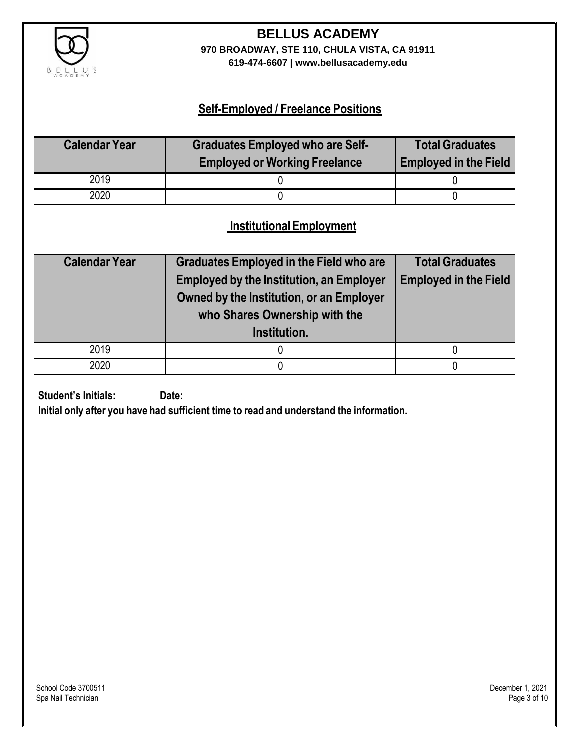## Self-Employed / Freelance Positions

| Calendar Year | Graduates Employed who are Self-Employed or Working Freelance | Total Graduates Employed in the Field |
|---|---|---|
| 2019 | 0 | 0 |
| 2020 | 0 | 0 |

## Institutional Employment

| Calendar Year | Graduates Employed in the Field who are Employed by the Institution, an Employer Owned by the Institution, or an Employer who Shares Ownership with the Institution. | Total Graduates Employed in the Field |
|---|---|---|
| 2019 | 0 | 0 |
| 2020 | 0 | 0 |

**Student's Initials:\_\_\_\_\_\_\_\_ Date: \_\_\_\_\_\_\_\_\_\_\_\_\_\_\_\_**

**Initial only after you have had sufficient time to read and understand the information.**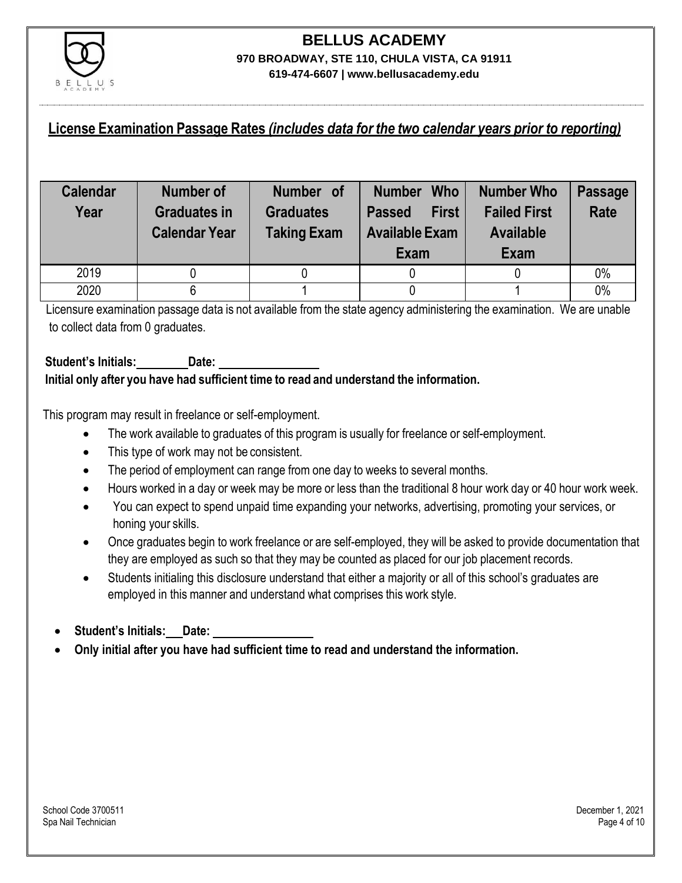# BELLUS ACADEMY

**970 BROADWAY, STE 110, CHULA VISTA, CA 91911**

**619-474-6607 | www.bellusacademy.edu**

## License Examination Passage Rates *(includes data for the two calendar years prior to reporting)*

| Calendar Year | Number of Graduates in Calendar Year | Number of Graduates Taking Exam | Number Who Passed First Available Exam | Number Who Failed First Available Exam | Passage Rate |
|---|---|---|---|---|---|
| 2019 | 0 | 0 | 0 | 0 | 0% |
| 2020 | 6 | 1 | 0 | 1 | 0% |

Licensure examination passage data is not available from the state agency administering the examination. We are unable to collect data from 0 graduates.

**Student's Initials:________ Date: ________________**

**Initial only after you have had sufficient time to read and understand the information.**

This program may result in freelance or self-employment.

- The work available to graduates of this program is usually for freelance or self-employment.
- This type of work may not be consistent.
- The period of employment can range from one day to weeks to several months.
- Hours worked in a day or week may be more or less than the traditional 8 hour work day or 40 hour work week.
- You can expect to spend unpaid time expanding your networks, advertising, promoting your services, or honing your skills.
- Once graduates begin to work freelance or are self-employed, they will be asked to provide documentation that they are employed as such so that they may be counted as placed for our job placement records.
- Students initialing this disclosure understand that either a majority or all of this school's graduates are employed in this manner and understand what comprises this work style.

- **Student's Initials:___ Date: ________________**
- **Only initial after you have had sufficient time to read and understand the information.**

School Code 3700511
Spa Nail Technician

December 1, 2021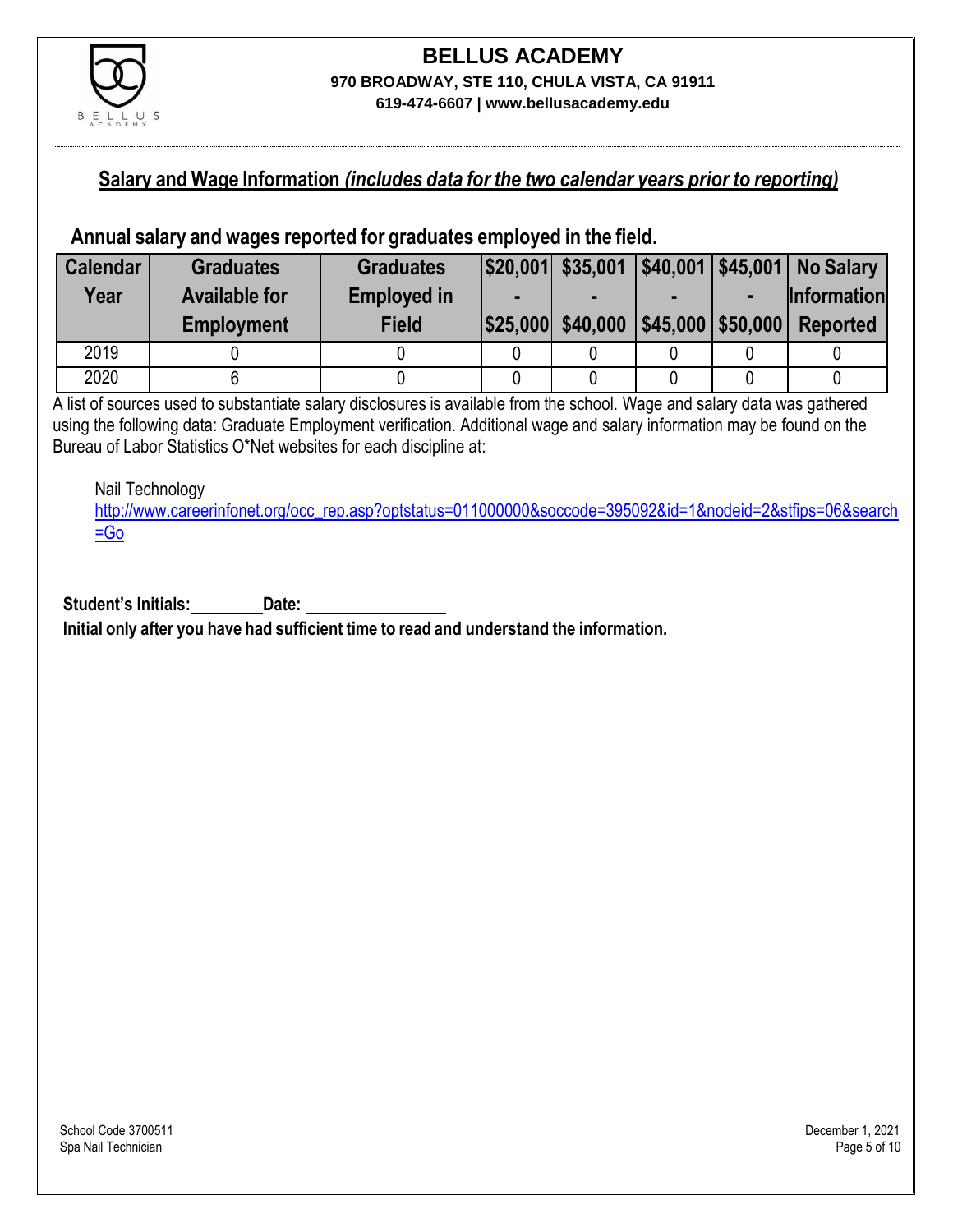# BELLUS ACADEMY

**970 BROADWAY, STE 110, CHULA VISTA, CA 91911**

**619-474-6607 | www.bellusacademy.edu**

## Salary and Wage Information *(includes data for the two calendar years prior to reporting)*

### Annual salary and wages reported for graduates employed in the field.

| Calendar Year | Graduates Available for Employment | Graduates Employed in Field | \$20,001 - \$25,000 | \$35,001 - \$40,000 | \$40,001 - \$45,000 | \$45,001 - \$50,000 | No Salary Information Reported |
|---|---|---|---|---|---|---|---|
| 2019 | 0 | 0 | 0 | 0 | 0 | 0 | 0 |
| 2020 | 6 | 0 | 0 | 0 | 0 | 0 | 0 |

A list of sources used to substantiate salary disclosures is available from the school. Wage and salary data was gathered using the following data: Graduate Employment verification. Additional wage and salary information may be found on the Bureau of Labor Statistics O*Net websites for each discipline at:

Nail Technology
http://www.careerinfonet.org/occ_rep.asp?optstatus=011000000&soccode=395092&id=1&nodeid=2&stfips=06&search=Go

**Student's Initials:** ________ **Date:** ________________

**Initial only after you have had sufficient time to read and understand the information.**

School Code 3700511
Spa Nail Technician

December 1, 2021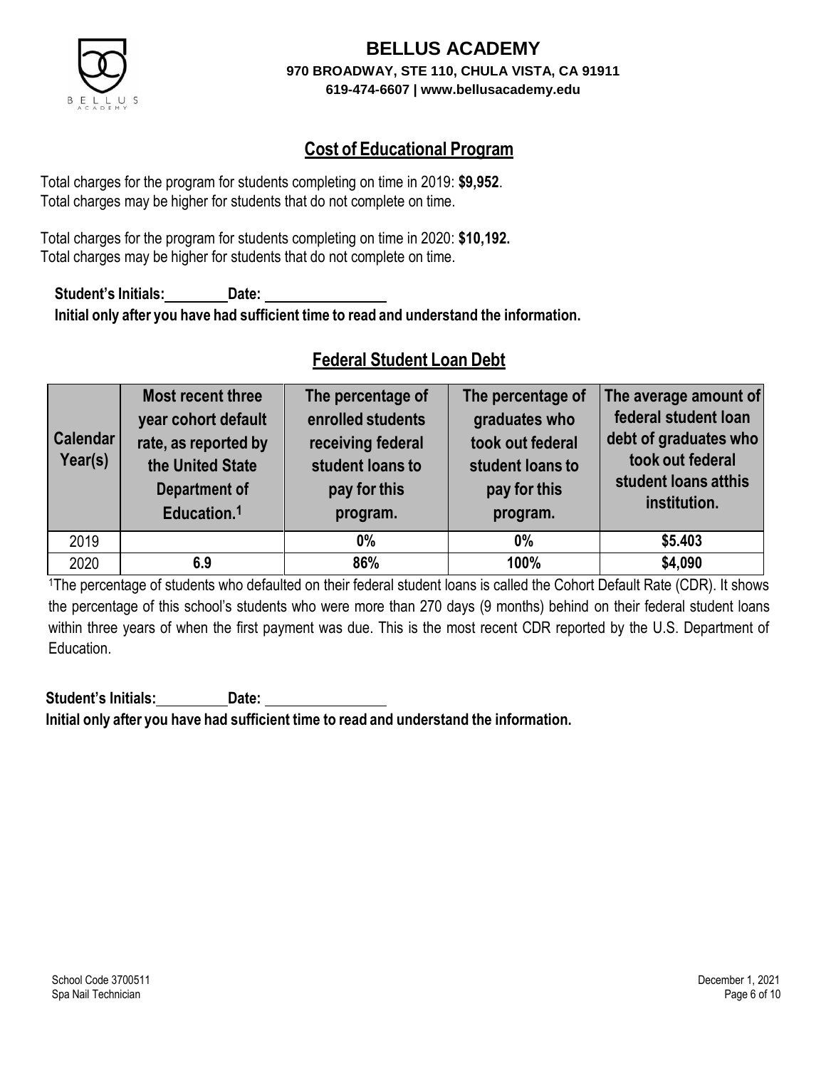# BELLUS ACADEMY

**970 BROADWAY, STE 110, CHULA VISTA, CA 91911**

**619-474-6607 | www.bellusacademy.edu**

## Cost of Educational Program

Total charges for the program for students completing on time in 2019: **$9,952**.
Total charges may be higher for students that do not complete on time.

Total charges for the program for students completing on time in 2020: **$10,192.**
Total charges may be higher for students that do not complete on time.

**Student's Initials:________ Date: ________________**

**Initial only after you have had sufficient time to read and understand the information.**

## Federal Student Loan Debt

| Calendar Year(s) | Most recent three year cohort default rate, as reported by the United State Department of Education.[1] | The percentage of enrolled students receiving federal student loans to pay for this program. | The percentage of graduates who took out federal student loans to pay for this program. | The average amount of federal student loan debt of graduates who took out federal student loans atthis institution. |
|---|---|---|---|---|
| 2019 | | **0%** | **0%** | **$5.403** |
| 2020 | **6.9** | **86%** | **100%** | **$4,090** |

[1]The percentage of students who defaulted on their federal student loans is called the Cohort Default Rate (CDR). It shows the percentage of this school's students who were more than 270 days (9 months) behind on their federal student loans within three years of when the first payment was due. This is the most recent CDR reported by the U.S. Department of Education.

**Student's Initials:________ Date: ________________**

**Initial only after you have had sufficient time to read and understand the information.**

School Code 3700511
Spa Nail Technician

December 1, 2021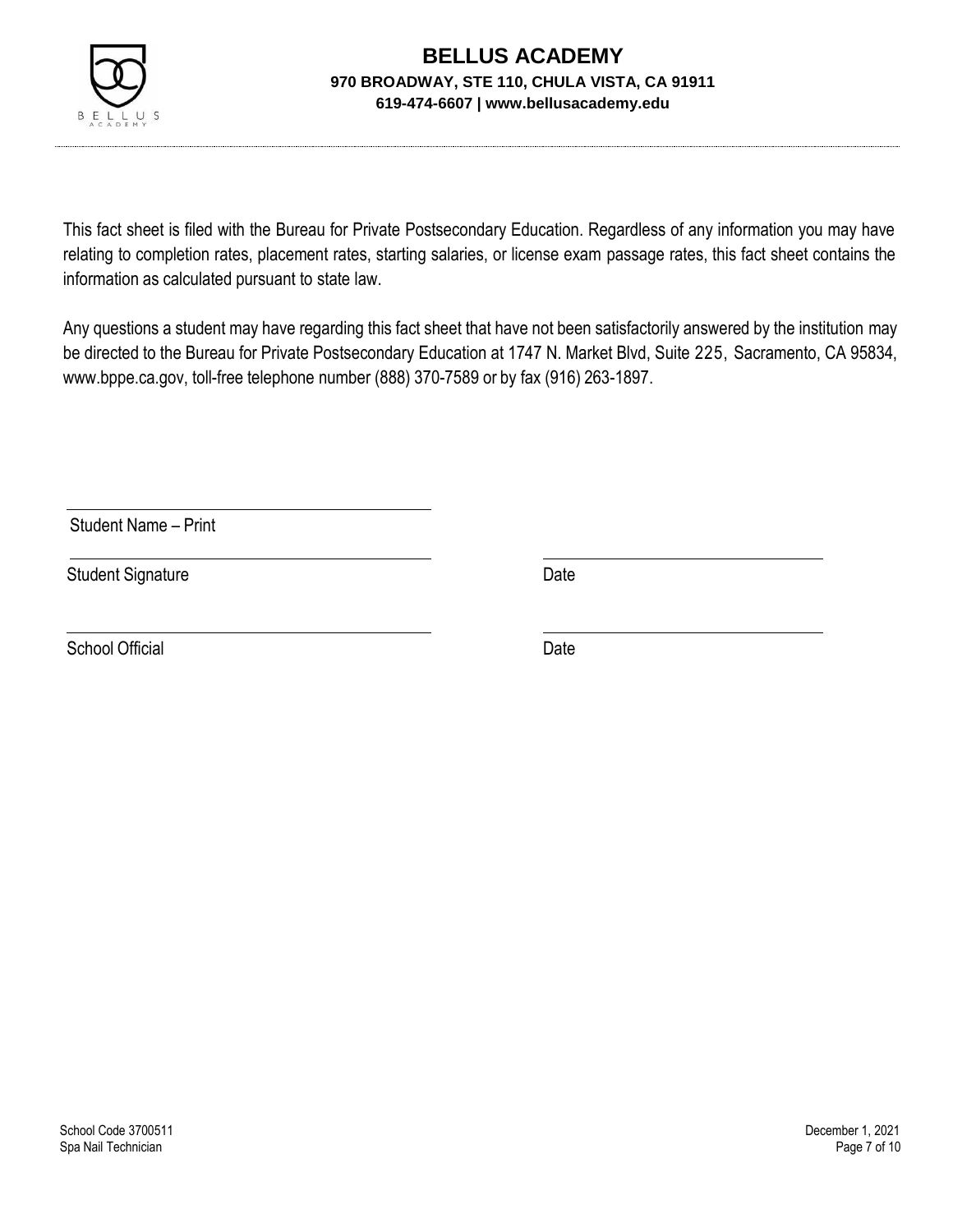# BELLUS ACADEMY

**970 BROADWAY, STE 110, CHULA VISTA, CA 91911**

**619-474-6607 | www.bellusacademy.edu**

This fact sheet is filed with the Bureau for Private Postsecondary Education. Regardless of any information you may have relating to completion rates, placement rates, starting salaries, or license exam passage rates, this fact sheet contains the information as calculated pursuant to state law.

Any questions a student may have regarding this fact sheet that have not been satisfactorily answered by the institution may be directed to the Bureau for Private Postsecondary Education at 1747 N. Market Blvd, Suite 225, Sacramento, CA 95834, www.bppe.ca.gov, toll-free telephone number (888) 370-7589 or by fax (916) 263-1897.

Student Name – Print

Student Signature ______________________ Date ______________________

School Official ______________________ Date ______________________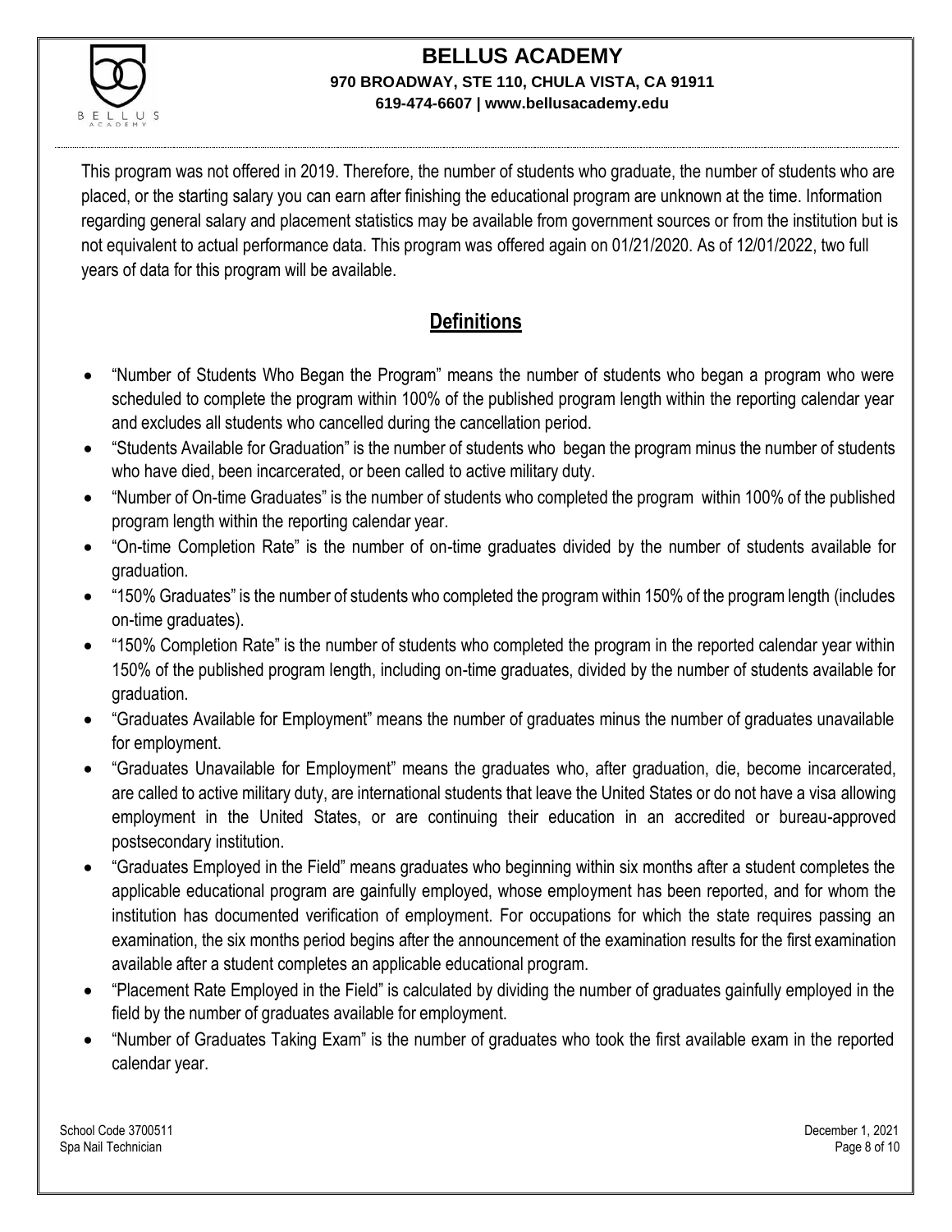This program was not offered in 2019. Therefore, the number of students who graduate, the number of students who are placed, or the starting salary you can earn after finishing the educational program are unknown at the time. Information regarding general salary and placement statistics may be available from government sources or from the institution but is not equivalent to actual performance data. This program was offered again on 01/21/2020. As of 12/01/2022, two full years of data for this program will be available.

## Definitions

- "Number of Students Who Began the Program" means the number of students who began a program who were scheduled to complete the program within 100% of the published program length within the reporting calendar year and excludes all students who cancelled during the cancellation period.
- "Students Available for Graduation" is the number of students who began the program minus the number of students who have died, been incarcerated, or been called to active military duty.
- "Number of On-time Graduates" is the number of students who completed the program within 100% of the published program length within the reporting calendar year.
- "On-time Completion Rate" is the number of on-time graduates divided by the number of students available for graduation.
- "150% Graduates" is the number of students who completed the program within 150% of the program length (includes on-time graduates).
- "150% Completion Rate" is the number of students who completed the program in the reported calendar year within 150% of the published program length, including on-time graduates, divided by the number of students available for graduation.
- "Graduates Available for Employment" means the number of graduates minus the number of graduates unavailable for employment.
- "Graduates Unavailable for Employment" means the graduates who, after graduation, die, become incarcerated, are called to active military duty, are international students that leave the United States or do not have a visa allowing employment in the United States, or are continuing their education in an accredited or bureau-approved postsecondary institution.
- "Graduates Employed in the Field" means graduates who beginning within six months after a student completes the applicable educational program are gainfully employed, whose employment has been reported, and for whom the institution has documented verification of employment. For occupations for which the state requires passing an examination, the six months period begins after the announcement of the examination results for the first examination available after a student completes an applicable educational program.
- "Placement Rate Employed in the Field" is calculated by dividing the number of graduates gainfully employed in the field by the number of graduates available for employment.
- "Number of Graduates Taking Exam" is the number of graduates who took the first available exam in the reported calendar year.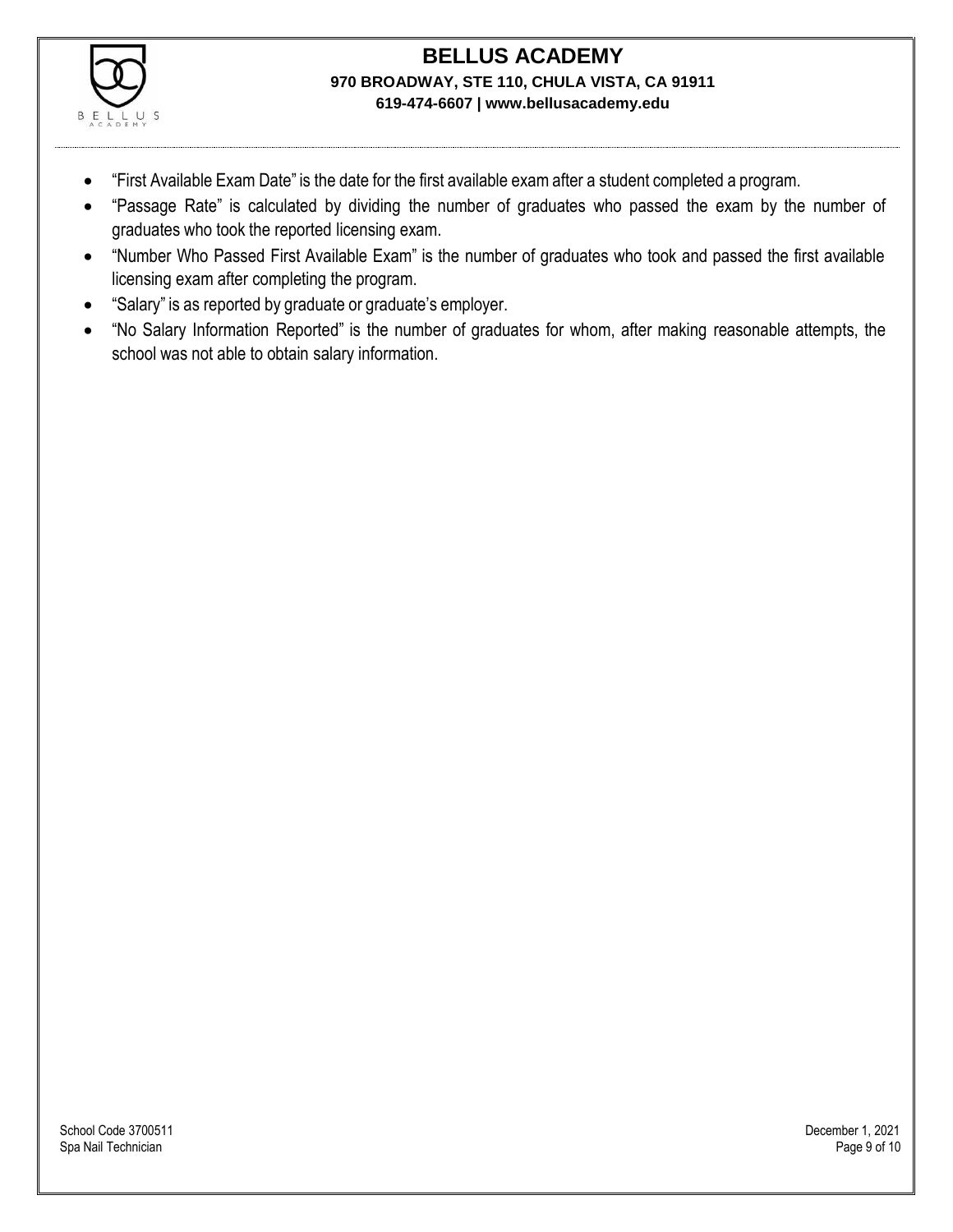- "First Available Exam Date" is the date for the first available exam after a student completed a program.
- "Passage Rate" is calculated by dividing the number of graduates who passed the exam by the number of graduates who took the reported licensing exam.
- "Number Who Passed First Available Exam" is the number of graduates who took and passed the first available licensing exam after completing the program.
- "Salary" is as reported by graduate or graduate's employer.
- "No Salary Information Reported" is the number of graduates for whom, after making reasonable attempts, the school was not able to obtain salary information.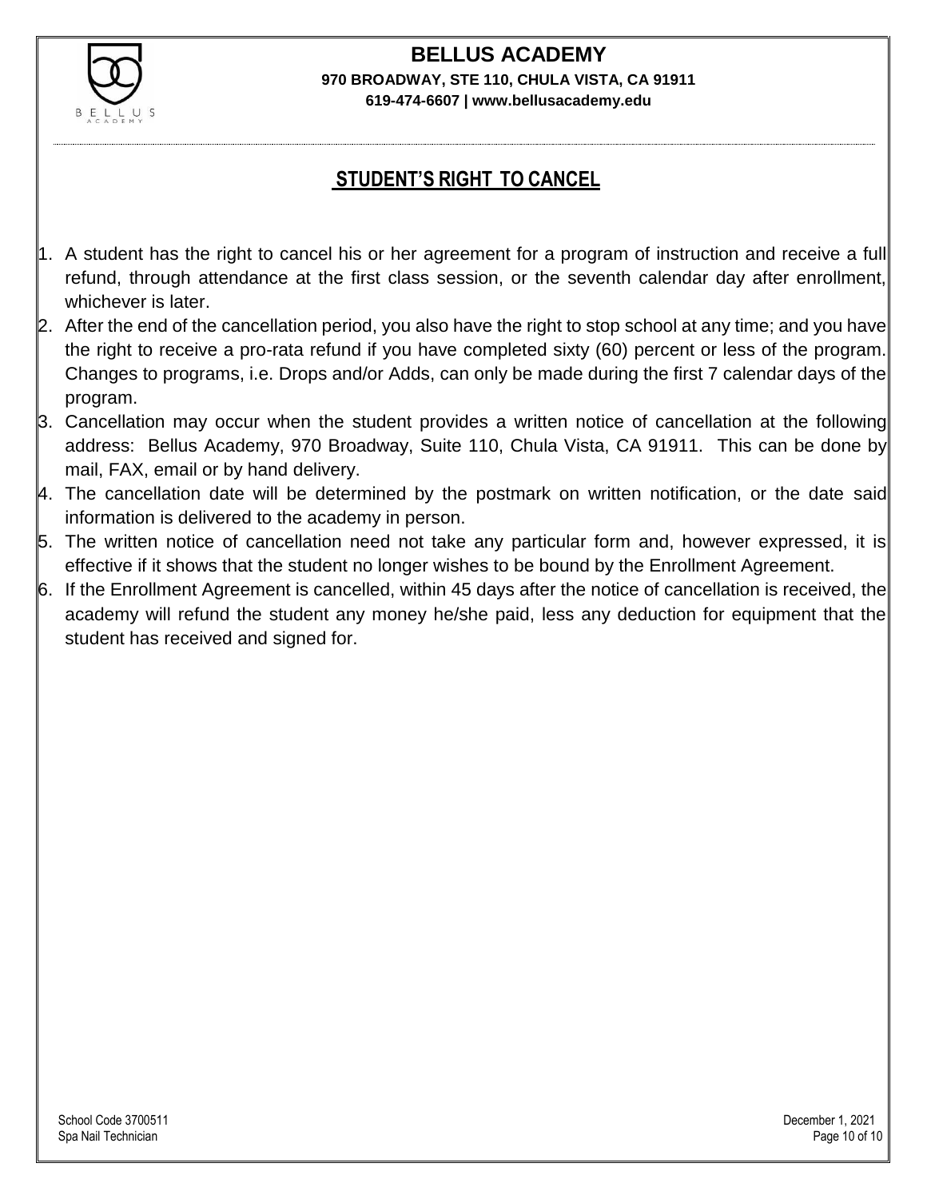# BELLUS ACADEMY

**970 BROADWAY, STE 110, CHULA VISTA, CA 91911**

**619-474-6607 | www.bellusacademy.edu**

## STUDENT'S RIGHT TO CANCEL

1. A student has the right to cancel his or her agreement for a program of instruction and receive a full refund, through attendance at the first class session, or the seventh calendar day after enrollment, whichever is later.
2. After the end of the cancellation period, you also have the right to stop school at any time; and you have the right to receive a pro-rata refund if you have completed sixty (60) percent or less of the program. Changes to programs, i.e. Drops and/or Adds, can only be made during the first 7 calendar days of the program.
3. Cancellation may occur when the student provides a written notice of cancellation at the following address: Bellus Academy, 970 Broadway, Suite 110, Chula Vista, CA 91911. This can be done by mail, FAX, email or by hand delivery.
4. The cancellation date will be determined by the postmark on written notification, or the date said information is delivered to the academy in person.
5. The written notice of cancellation need not take any particular form and, however expressed, it is effective if it shows that the student no longer wishes to be bound by the Enrollment Agreement.
6. If the Enrollment Agreement is cancelled, within 45 days after the notice of cancellation is received, the academy will refund the student any money he/she paid, less any deduction for equipment that the student has received and signed for.